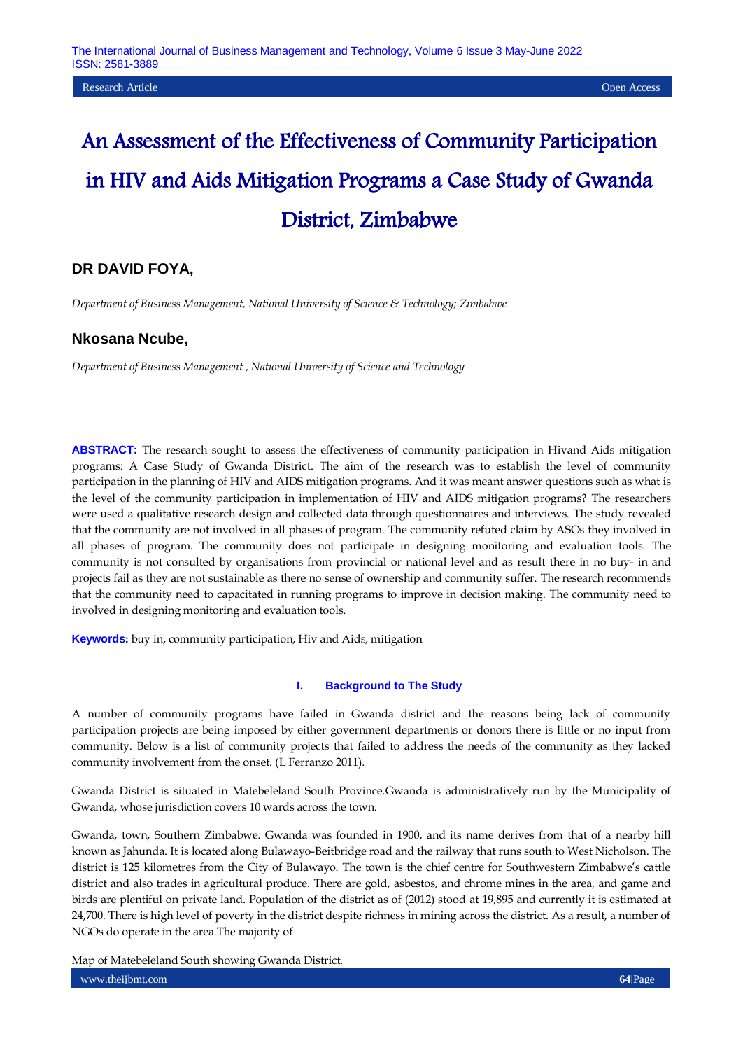Research Article | Open Access

# An Assessment of the Effectiveness of Community Participation in HIV and Aids Mitigation Programs a Case Study of Gwanda District, Zimbabwe

## DR DAVID FOYA,

*Department of Business Management, National University of Science & Technology; Zimbabwe*

## Nkosana Ncube,

*Department of Business Management , National University of Science and Technology*

**ABSTRACT:** The research sought to assess the effectiveness of community participation in Hivand Aids mitigation programs: A Case Study of Gwanda District. The aim of the research was to establish the level of community participation in the planning of HIV and AIDS mitigation programs. And it was meant answer questions such as what is the level of the community participation in implementation of HIV and AIDS mitigation programs? The researchers were used a qualitative research design and collected data through questionnaires and interviews. The study revealed that the community are not involved in all phases of program. The community refuted claim by ASOs they involved in all phases of program. The community does not participate in designing monitoring and evaluation tools. The community is not consulted by organisations from provincial or national level and as result there in no buy- in and projects fail as they are not sustainable as there no sense of ownership and community suffer. The research recommends that the community need to capacitated in running programs to improve in decision making. The community need to involved in designing monitoring and evaluation tools.

**Keywords:** buy in, community participation, Hiv and Aids, mitigation

## I. Background to The Study

A number of community programs have failed in Gwanda district and the reasons being lack of community participation projects are being imposed by either government departments or donors there is little or no input from community. Below is a list of community projects that failed to address the needs of the community as they lacked community involvement from the onset. (L Ferranzo 2011).

Gwanda District is situated in Matebeleland South Province.Gwanda is administratively run by the Municipality of Gwanda, whose jurisdiction covers 10 wards across the town.

Gwanda, town, Southern Zimbabwe. Gwanda was founded in 1900, and its name derives from that of a nearby hill known as Jahunda. It is located along Bulawayo-Beitbridge road and the railway that runs south to West Nicholson. The district is 125 kilometres from the City of Bulawayo. The town is the chief centre for Southwestern Zimbabwe's cattle district and also trades in agricultural produce. There are gold, asbestos, and chrome mines in the area, and game and birds are plentiful on private land. Population of the district as of (2012) stood at 19,895 and currently it is estimated at 24,700. There is high level of poverty in the district despite richness in mining across the district. As a result, a number of NGOs do operate in the area.The majority of

Map of Matebeleland South showing Gwanda District.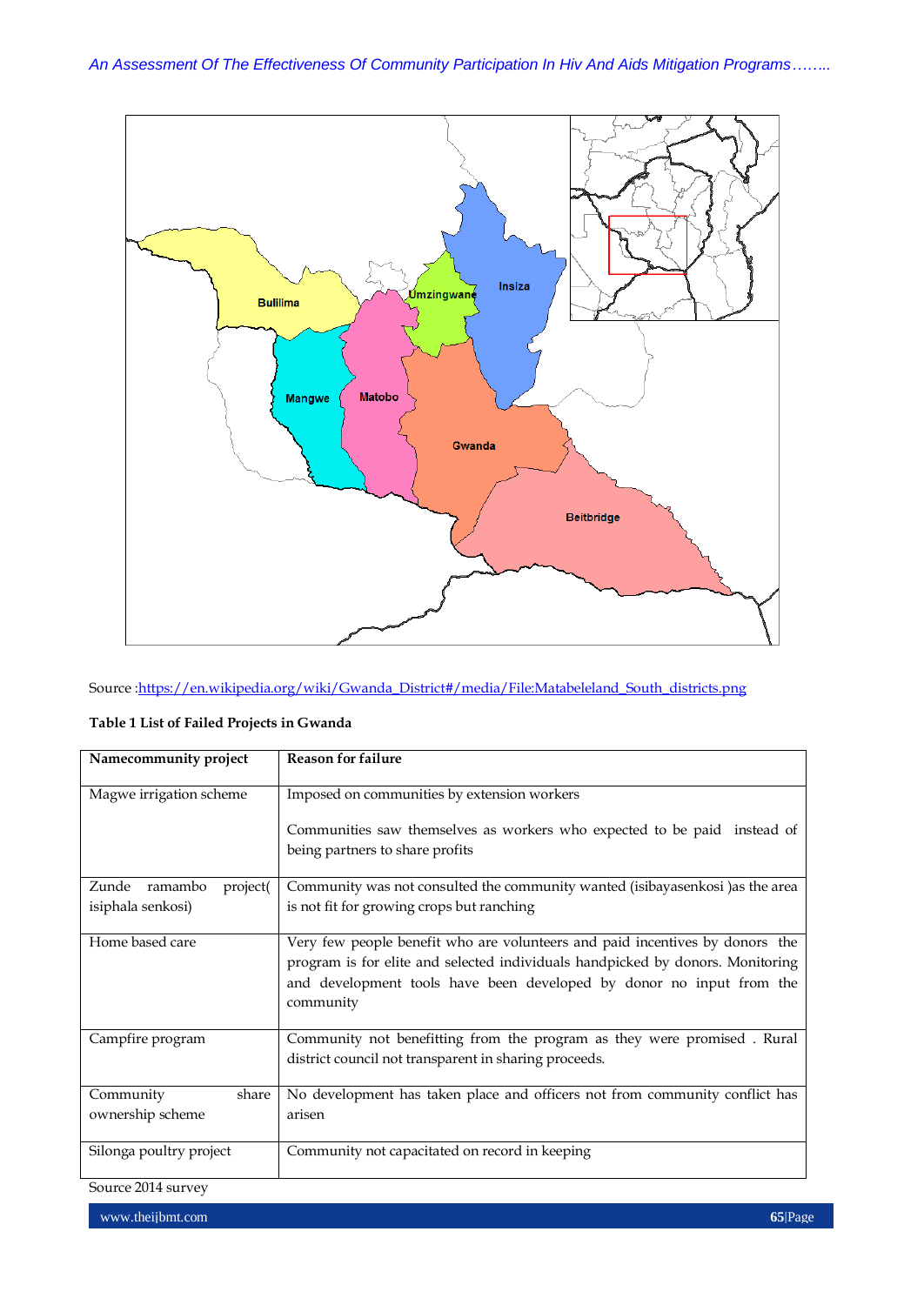Source :https://en.wikipedia.org/wiki/Gwanda_District#/media/File:Matabeleland_South_districts.png

**Table 1 List of Failed Projects in Gwanda**

| Namecommunity project | Reason for failure |
|---|---|
| Magwe irrigation scheme | Imposed on communities by extension workers<br><br>Communities saw themselves as workers who expected to be paid instead of being partners to share profits |
| Zunde ramambo project( isiphala senkosi) | Community was not consulted the community wanted (isibayasenkosi )as the area is not fit for growing crops but ranching |
| Home based care | Very few people benefit who are volunteers and paid incentives by donors the program is for elite and selected individuals handpicked by donors. Monitoring and development tools have been developed by donor no input from the community |
| Campfire program | Community not benefitting from the program as they were promised . Rural district council not transparent in sharing proceeds. |
| Community share ownership scheme | No development has taken place and officers not from community conflict has arisen |
| Silonga poultry project | Community not capacitated on record in keeping |

Source 2014 survey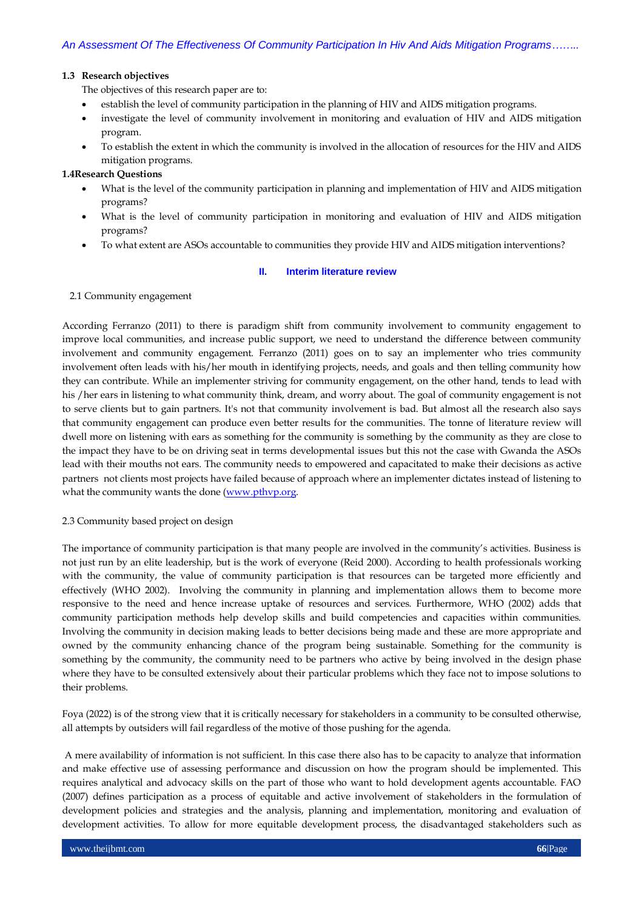### 1.3 Research objectives

The objectives of this research paper are to:

- establish the level of community participation in the planning of HIV and AIDS mitigation programs.
- investigate the level of community involvement in monitoring and evaluation of HIV and AIDS mitigation program.
- To establish the extent in which the community is involved in the allocation of resources for the HIV and AIDS mitigation programs.

### 1.4Research Questions

- What is the level of the community participation in planning and implementation of HIV and AIDS mitigation programs?
- What is the level of community participation in monitoring and evaluation of HIV and AIDS mitigation programs?
- To what extent are ASOs accountable to communities they provide HIV and AIDS mitigation interventions?

## II. Interim literature review

2.1 Community engagement

According Ferranzo (2011) to there is paradigm shift from community involvement to community engagement to improve local communities, and increase public support, we need to understand the difference between community involvement and community engagement. Ferranzo (2011) goes on to say an implementer who tries community involvement often leads with his/her mouth in identifying projects, needs, and goals and then telling community how they can contribute. While an implementer striving for community engagement, on the other hand, tends to lead with his /her ears in listening to what community think, dream, and worry about. The goal of community engagement is not to serve clients but to gain partners. It's not that community involvement is bad. But almost all the research also says that community engagement can produce even better results for the communities. The tonne of literature review will dwell more on listening with ears as something for the community is something by the community as they are close to the impact they have to be on driving seat in terms developmental issues but this not the case with Gwanda the ASOs lead with their mouths not ears. The community needs to empowered and capacitated to make their decisions as active partners not clients most projects have failed because of approach where an implementer dictates instead of listening to what the community wants the done (www.pthvp.org.

2.3 Community based project on design

The importance of community participation is that many people are involved in the community's activities. Business is not just run by an elite leadership, but is the work of everyone (Reid 2000). According to health professionals working with the community, the value of community participation is that resources can be targeted more efficiently and effectively (WHO 2002). Involving the community in planning and implementation allows them to become more responsive to the need and hence increase uptake of resources and services. Furthermore, WHO (2002) adds that community participation methods help develop skills and build competencies and capacities within communities. Involving the community in decision making leads to better decisions being made and these are more appropriate and owned by the community enhancing chance of the program being sustainable. Something for the community is something by the community, the community need to be partners who active by being involved in the design phase where they have to be consulted extensively about their particular problems which they face not to impose solutions to their problems.

Foya (2022) is of the strong view that it is critically necessary for stakeholders in a community to be consulted otherwise, all attempts by outsiders will fail regardless of the motive of those pushing for the agenda.

A mere availability of information is not sufficient. In this case there also has to be capacity to analyze that information and make effective use of assessing performance and discussion on how the program should be implemented. This requires analytical and advocacy skills on the part of those who want to hold development agents accountable. FAO (2007) defines participation as a process of equitable and active involvement of stakeholders in the formulation of development policies and strategies and the analysis, planning and implementation, monitoring and evaluation of development activities. To allow for more equitable development process, the disadvantaged stakeholders such as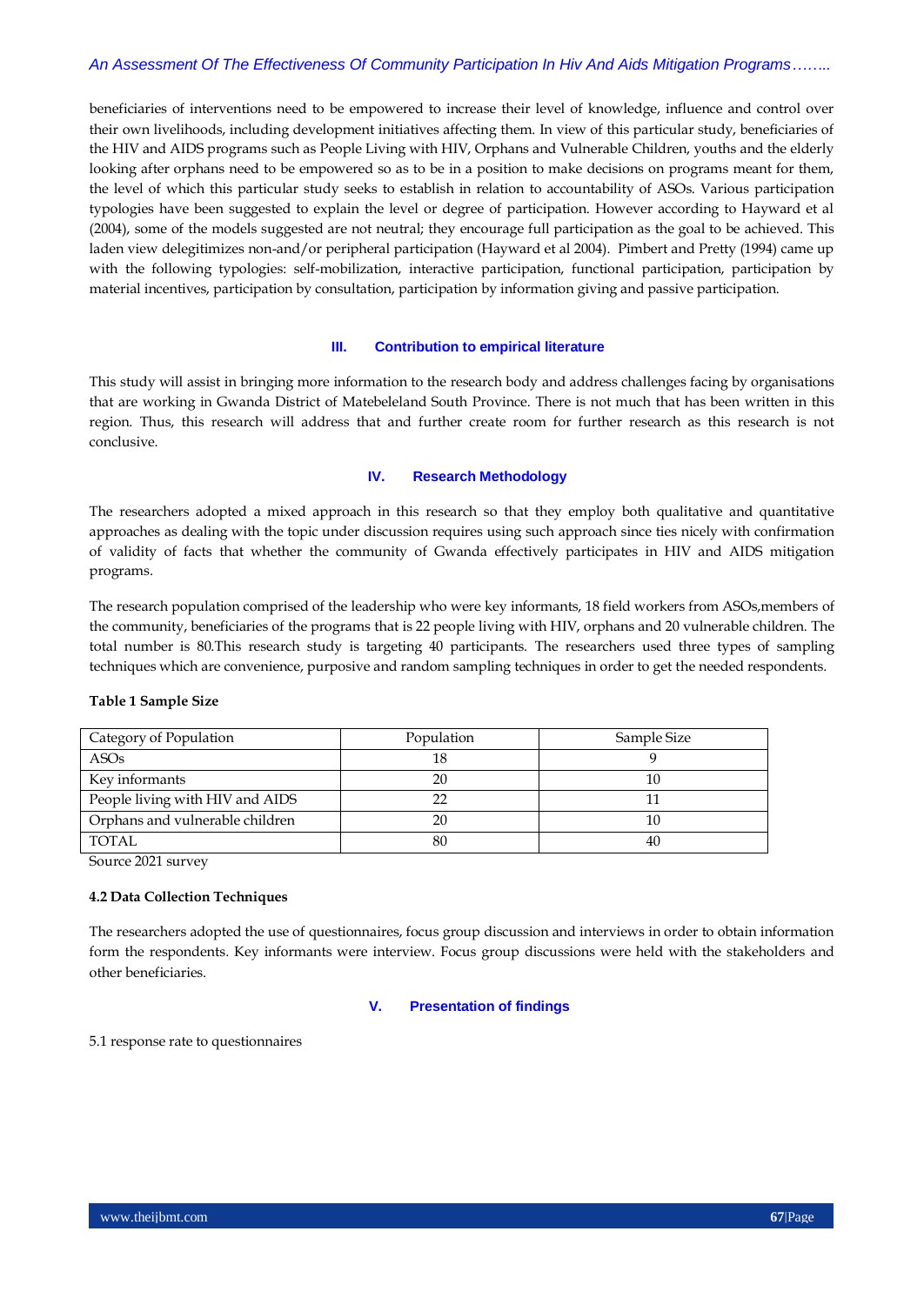beneficiaries of interventions need to be empowered to increase their level of knowledge, influence and control over their own livelihoods, including development initiatives affecting them. In view of this particular study, beneficiaries of the HIV and AIDS programs such as People Living with HIV, Orphans and Vulnerable Children, youths and the elderly looking after orphans need to be empowered so as to be in a position to make decisions on programs meant for them, the level of which this particular study seeks to establish in relation to accountability of ASOs. Various participation typologies have been suggested to explain the level or degree of participation. However according to Hayward et al (2004), some of the models suggested are not neutral; they encourage full participation as the goal to be achieved. This laden view delegitimizes non-and/or peripheral participation (Hayward et al 2004). Pimbert and Pretty (1994) came up with the following typologies: self-mobilization, interactive participation, functional participation, participation by material incentives, participation by consultation, participation by information giving and passive participation.

## III. Contribution to empirical literature

This study will assist in bringing more information to the research body and address challenges facing by organisations that are working in Gwanda District of Matebeleland South Province. There is not much that has been written in this region. Thus, this research will address that and further create room for further research as this research is not conclusive.

## IV. Research Methodology

The researchers adopted a mixed approach in this research so that they employ both qualitative and quantitative approaches as dealing with the topic under discussion requires using such approach since ties nicely with confirmation of validity of facts that whether the community of Gwanda effectively participates in HIV and AIDS mitigation programs.

The research population comprised of the leadership who were key informants, 18 field workers from ASOs,members of the community, beneficiaries of the programs that is 22 people living with HIV, orphans and 20 vulnerable children. The total number is 80.This research study is targeting 40 participants. The researchers used three types of sampling techniques which are convenience, purposive and random sampling techniques in order to get the needed respondents.

**Table 1 Sample Size**

| Category of Population | Population | Sample Size |
|---|---|---|
| ASOs | 18 | 9 |
| Key informants | 20 | 10 |
| People living with HIV and AIDS | 22 | 11 |
| Orphans and vulnerable children | 20 | 10 |
| TOTAL | 80 | 40 |

Source 2021 survey

### 4.2 Data Collection Techniques

The researchers adopted the use of questionnaires, focus group discussion and interviews in order to obtain information form the respondents. Key informants were interview. Focus group discussions were held with the stakeholders and other beneficiaries.

## V. Presentation of findings

5.1 response rate to questionnaires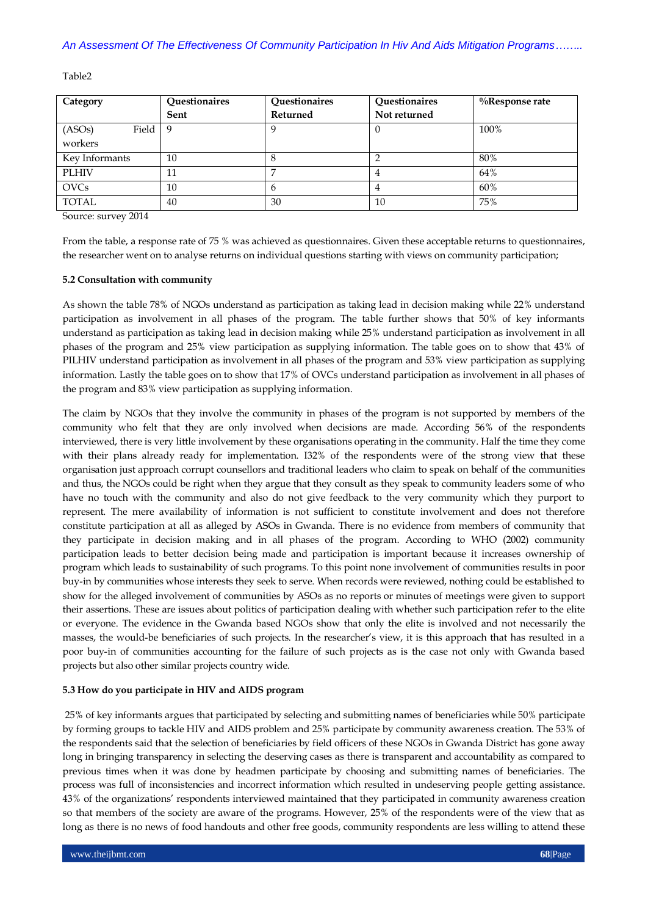Table2

| Category | Questionaires Sent | Questionaires Returned | Questionaires Not returned | %Response rate |
|---|---|---|---|---|
| (ASOs) Field workers | 9 | 9 | 0 | 100% |
| Key Informants | 10 | 8 | 2 | 80% |
| PLHIV | 11 | 7 | 4 | 64% |
| OVCs | 10 | 6 | 4 | 60% |
| TOTAL | 40 | 30 | 10 | 75% |

Source: survey 2014

From the table, a response rate of 75 % was achieved as questionnaires. Given these acceptable returns to questionnaires, the researcher went on to analyse returns on individual questions starting with views on community participation;

**5.2 Consultation with community**

As shown the table 78% of NGOs understand as participation as taking lead in decision making while 22% understand participation as involvement in all phases of the program. The table further shows that 50% of key informants understand as participation as taking lead in decision making while 25% understand participation as involvement in all phases of the program and 25% view participation as supplying information. The table goes on to show that 43% of PILHIV understand participation as involvement in all phases of the program and 53% view participation as supplying information. Lastly the table goes on to show that 17% of OVCs understand participation as involvement in all phases of the program and 83% view participation as supplying information.

The claim by NGOs that they involve the community in phases of the program is not supported by members of the community who felt that they are only involved when decisions are made. According 56% of the respondents interviewed, there is very little involvement by these organisations operating in the community. Half the time they come with their plans already ready for implementation. I32% of the respondents were of the strong view that these organisation just approach corrupt counsellors and traditional leaders who claim to speak on behalf of the communities and thus, the NGOs could be right when they argue that they consult as they speak to community leaders some of who have no touch with the community and also do not give feedback to the very community which they purport to represent. The mere availability of information is not sufficient to constitute involvement and does not therefore constitute participation at all as alleged by ASOs in Gwanda. There is no evidence from members of community that they participate in decision making and in all phases of the program. According to WHO (2002) community participation leads to better decision being made and participation is important because it increases ownership of program which leads to sustainability of such programs. To this point none involvement of communities results in poor buy-in by communities whose interests they seek to serve. When records were reviewed, nothing could be established to show for the alleged involvement of communities by ASOs as no reports or minutes of meetings were given to support their assertions. These are issues about politics of participation dealing with whether such participation refer to the elite or everyone. The evidence in the Gwanda based NGOs show that only the elite is involved and not necessarily the masses, the would-be beneficiaries of such projects. In the researcher's view, it is this approach that has resulted in a poor buy-in of communities accounting for the failure of such projects as is the case not only with Gwanda based projects but also other similar projects country wide.

**5.3 How do you participate in HIV and AIDS program**

25% of key informants argues that participated by selecting and submitting names of beneficiaries while 50% participate by forming groups to tackle HIV and AIDS problem and 25% participate by community awareness creation. The 53% of the respondents said that the selection of beneficiaries by field officers of these NGOs in Gwanda District has gone away long in bringing transparency in selecting the deserving cases as there is transparent and accountability as compared to previous times when it was done by headmen participate by choosing and submitting names of beneficiaries. The process was full of inconsistencies and incorrect information which resulted in undeserving people getting assistance. 43% of the organizations' respondents interviewed maintained that they participated in community awareness creation so that members of the society are aware of the programs. However, 25% of the respondents were of the view that as long as there is no news of food handouts and other free goods, community respondents are less willing to attend these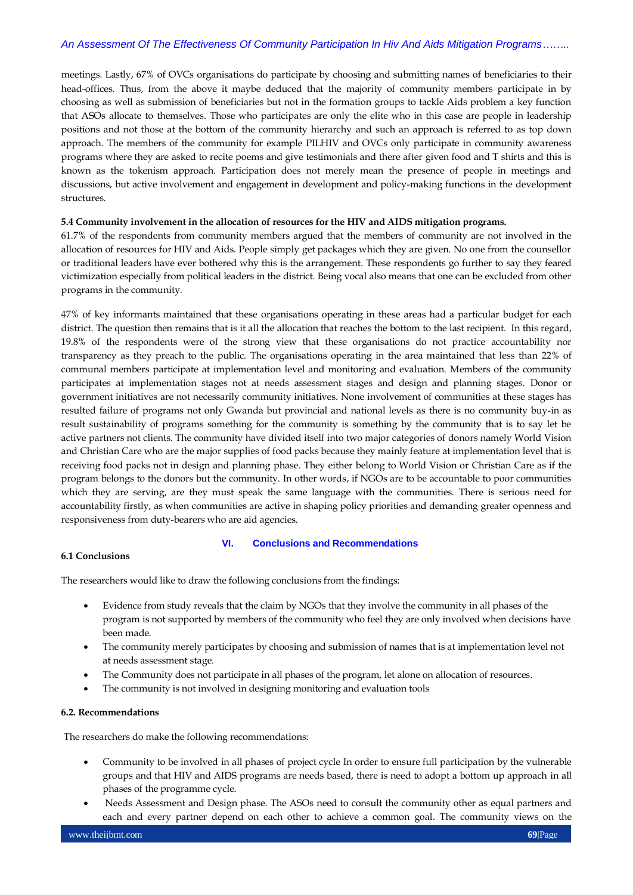meetings. Lastly, 67% of OVCs organisations do participate by choosing and submitting names of beneficiaries to their head-offices. Thus, from the above it maybe deduced that the majority of community members participate in by choosing as well as submission of beneficiaries but not in the formation groups to tackle Aids problem a key function that ASOs allocate to themselves. Those who participates are only the elite who in this case are people in leadership positions and not those at the bottom of the community hierarchy and such an approach is referred to as top down approach. The members of the community for example PILHIV and OVCs only participate in community awareness programs where they are asked to recite poems and give testimonials and there after given food and T shirts and this is known as the tokenism approach. Participation does not merely mean the presence of people in meetings and discussions, but active involvement and engagement in development and policy-making functions in the development structures.

### 5.4 Community involvement in the allocation of resources for the HIV and AIDS mitigation programs.

61.7% of the respondents from community members argued that the members of community are not involved in the allocation of resources for HIV and Aids. People simply get packages which they are given. No one from the counsellor or traditional leaders have ever bothered why this is the arrangement. These respondents go further to say they feared victimization especially from political leaders in the district. Being vocal also means that one can be excluded from other programs in the community.

47% of key informants maintained that these organisations operating in these areas had a particular budget for each district. The question then remains that is it all the allocation that reaches the bottom to the last recipient. In this regard, 19.8% of the respondents were of the strong view that these organisations do not practice accountability nor transparency as they preach to the public. The organisations operating in the area maintained that less than 22% of communal members participate at implementation level and monitoring and evaluation. Members of the community participates at implementation stages not at needs assessment stages and design and planning stages. Donor or government initiatives are not necessarily community initiatives. None involvement of communities at these stages has resulted failure of programs not only Gwanda but provincial and national levels as there is no community buy-in as result sustainability of programs something for the community is something by the community that is to say let be active partners not clients. The community have divided itself into two major categories of donors namely World Vision and Christian Care who are the major supplies of food packs because they mainly feature at implementation level that is receiving food packs not in design and planning phase. They either belong to World Vision or Christian Care as if the program belongs to the donors but the community. In other words, if NGOs are to be accountable to poor communities which they are serving, are they must speak the same language with the communities. There is serious need for accountability firstly, as when communities are active in shaping policy priorities and demanding greater openness and responsiveness from duty-bearers who are aid agencies.

## VI. Conclusions and Recommendations

### 6.1 Conclusions

The researchers would like to draw the following conclusions from the findings:

- Evidence from study reveals that the claim by NGOs that they involve the community in all phases of the program is not supported by members of the community who feel they are only involved when decisions have been made.
- The community merely participates by choosing and submission of names that is at implementation level not at needs assessment stage.
- The Community does not participate in all phases of the program, let alone on allocation of resources.
- The community is not involved in designing monitoring and evaluation tools

### 6.2. Recommendations

The researchers do make the following recommendations:

- Community to be involved in all phases of project cycle In order to ensure full participation by the vulnerable groups and that HIV and AIDS programs are needs based, there is need to adopt a bottom up approach in all phases of the programme cycle.
- Needs Assessment and Design phase. The ASOs need to consult the community other as equal partners and each and every partner depend on each other to achieve a common goal. The community views on the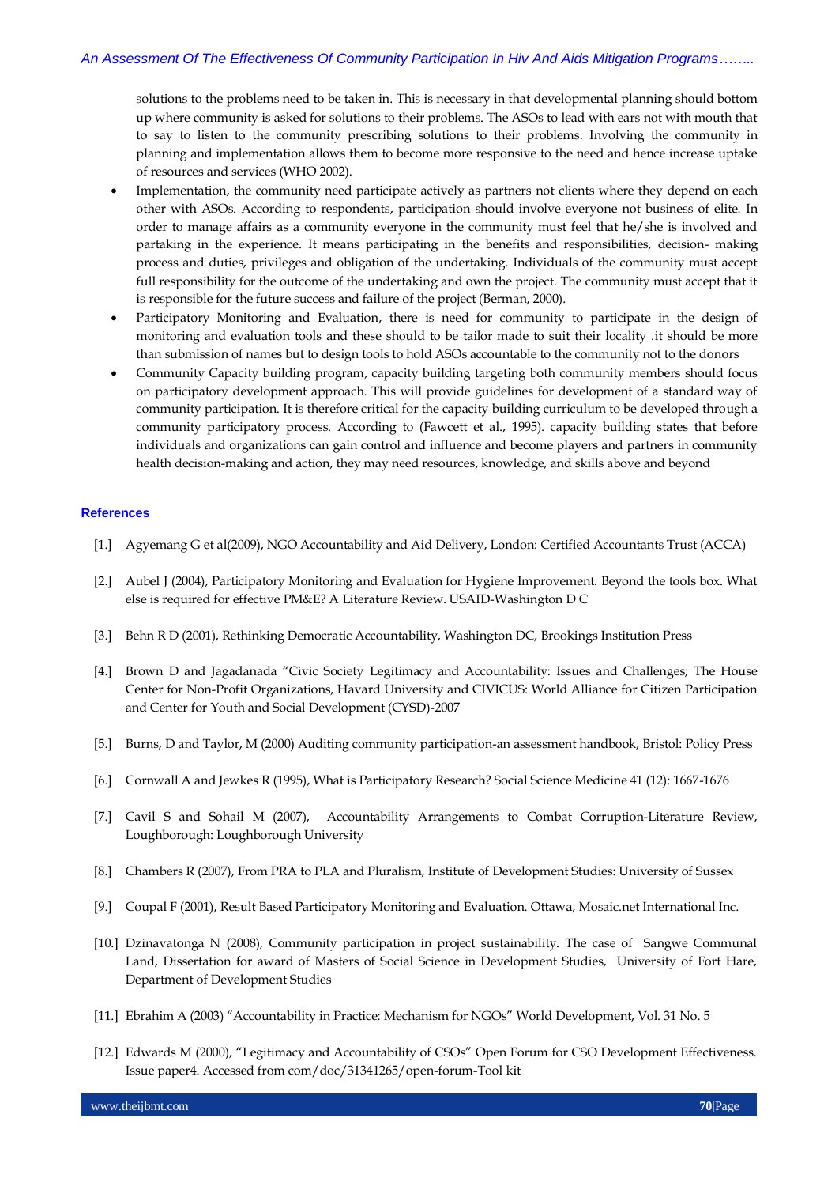solutions to the problems need to be taken in. This is necessary in that developmental planning should bottom up where community is asked for solutions to their problems. The ASOs to lead with ears not with mouth that to say to listen to the community prescribing solutions to their problems. Involving the community in planning and implementation allows them to become more responsive to the need and hence increase uptake of resources and services (WHO 2002).

- Implementation, the community need participate actively as partners not clients where they depend on each other with ASOs. According to respondents, participation should involve everyone not business of elite. In order to manage affairs as a community everyone in the community must feel that he/she is involved and partaking in the experience. It means participating in the benefits and responsibilities, decision- making process and duties, privileges and obligation of the undertaking. Individuals of the community must accept full responsibility for the outcome of the undertaking and own the project. The community must accept that it is responsible for the future success and failure of the project (Berman, 2000).
- Participatory Monitoring and Evaluation, there is need for community to participate in the design of monitoring and evaluation tools and these should to be tailor made to suit their locality .it should be more than submission of names but to design tools to hold ASOs accountable to the community not to the donors
- Community Capacity building program, capacity building targeting both community members should focus on participatory development approach. This will provide guidelines for development of a standard way of community participation. It is therefore critical for the capacity building curriculum to be developed through a community participatory process. According to (Fawcett et al., 1995). capacity building states that before individuals and organizations can gain control and influence and become players and partners in community health decision-making and action, they may need resources, knowledge, and skills above and beyond

## References

[1.] Agyemang G et al(2009), NGO Accountability and Aid Delivery, London: Certified Accountants Trust (ACCA)

[2.] Aubel J (2004), Participatory Monitoring and Evaluation for Hygiene Improvement. Beyond the tools box. What else is required for effective PM&E? A Literature Review. USAID-Washington D C

[3.] Behn R D (2001), Rethinking Democratic Accountability, Washington DC, Brookings Institution Press

[4.] Brown D and Jagadanada "Civic Society Legitimacy and Accountability: Issues and Challenges; The House Center for Non-Profit Organizations, Havard University and CIVICUS: World Alliance for Citizen Participation and Center for Youth and Social Development (CYSD)-2007

[5.] Burns, D and Taylor, M (2000) Auditing community participation-an assessment handbook, Bristol: Policy Press

[6.] Cornwall A and Jewkes R (1995), What is Participatory Research? Social Science Medicine 41 (12): 1667-1676

[7.] Cavil S and Sohail M (2007), Accountability Arrangements to Combat Corruption-Literature Review, Loughborough: Loughborough University

[8.] Chambers R (2007), From PRA to PLA and Pluralism, Institute of Development Studies: University of Sussex

[9.] Coupal F (2001), Result Based Participatory Monitoring and Evaluation. Ottawa, Mosaic.net International Inc.

[10.] Dzinavatonga N (2008), Community participation in project sustainability. The case of Sangwe Communal Land, Dissertation for award of Masters of Social Science in Development Studies, University of Fort Hare, Department of Development Studies

[11.] Ebrahim A (2003) "Accountability in Practice: Mechanism for NGOs" World Development, Vol. 31 No. 5

[12.] Edwards M (2000), "Legitimacy and Accountability of CSOs" Open Forum for CSO Development Effectiveness. Issue paper4. Accessed from com/doc/31341265/open-forum-Tool kit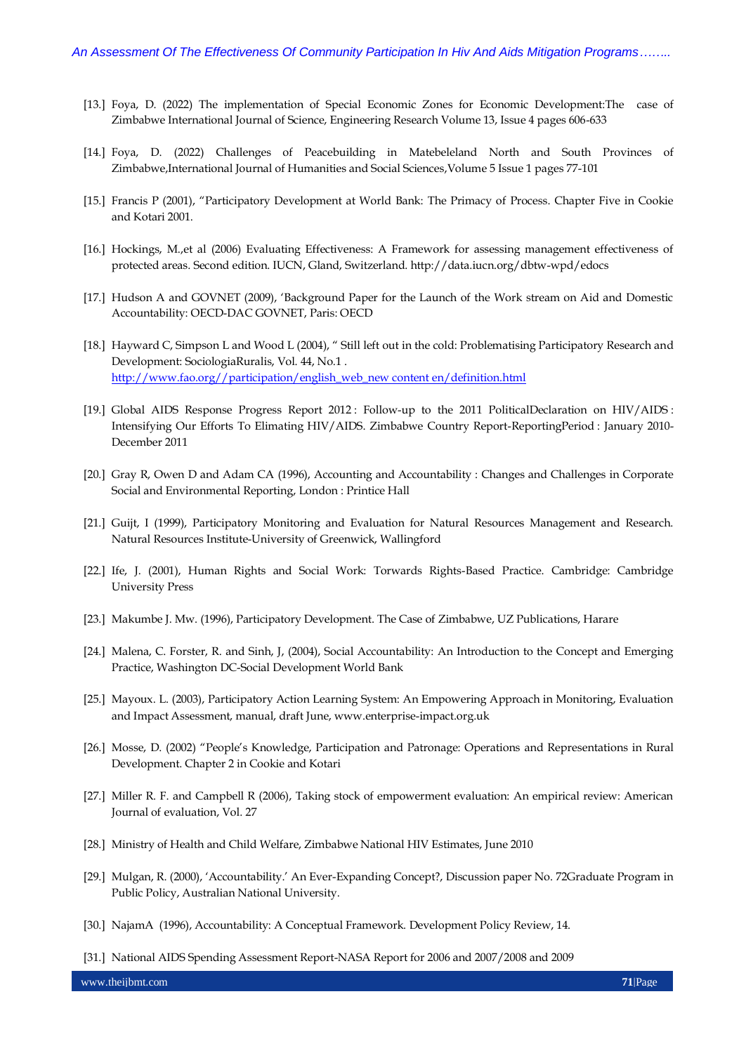[13.] Foya, D. (2022) The implementation of Special Economic Zones for Economic Development:The case of Zimbabwe International Journal of Science, Engineering Research Volume 13, Issue 4 pages 606-633

[14.] Foya, D. (2022) Challenges of Peacebuilding in Matebeleland North and South Provinces of Zimbabwe,International Journal of Humanities and Social Sciences,Volume 5 Issue 1 pages 77-101

[15.] Francis P (2001), "Participatory Development at World Bank: The Primacy of Process. Chapter Five in Cookie and Kotari 2001.

[16.] Hockings, M.,et al (2006) Evaluating Effectiveness: A Framework for assessing management effectiveness of protected areas. Second edition. IUCN, Gland, Switzerland. http://data.iucn.org/dbtw-wpd/edocs

[17.] Hudson A and GOVNET (2009), 'Background Paper for the Launch of the Work stream on Aid and Domestic Accountability: OECD-DAC GOVNET, Paris: OECD

[18.] Hayward C, Simpson L and Wood L (2004), " Still left out in the cold: Problematising Participatory Research and Development: SociologiaRuralis, Vol. 44, No.1 . http://www.fao.org//participation/english_web_new content en/definition.html

[19.] Global AIDS Response Progress Report 2012 : Follow-up to the 2011 PoliticalDeclaration on HIV/AIDS : Intensifying Our Efforts To Elimating HIV/AIDS. Zimbabwe Country Report-ReportingPeriod : January 2010- December 2011

[20.] Gray R, Owen D and Adam CA (1996), Accounting and Accountability : Changes and Challenges in Corporate Social and Environmental Reporting, London : Printice Hall

[21.] Guijt, I (1999), Participatory Monitoring and Evaluation for Natural Resources Management and Research. Natural Resources Institute-University of Greenwick, Wallingford

[22.] Ife, J. (2001), Human Rights and Social Work: Torwards Rights-Based Practice. Cambridge: Cambridge University Press

[23.] Makumbe J. Mw. (1996), Participatory Development. The Case of Zimbabwe, UZ Publications, Harare

[24.] Malena, C. Forster, R. and Sinh, J, (2004), Social Accountability: An Introduction to the Concept and Emerging Practice, Washington DC-Social Development World Bank

[25.] Mayoux. L. (2003), Participatory Action Learning System: An Empowering Approach in Monitoring, Evaluation and Impact Assessment, manual, draft June, www.enterprise-impact.org.uk

[26.] Mosse, D. (2002) "People's Knowledge, Participation and Patronage: Operations and Representations in Rural Development. Chapter 2 in Cookie and Kotari

[27.] Miller R. F. and Campbell R (2006), Taking stock of empowerment evaluation: An empirical review: American Journal of evaluation, Vol. 27

[28.] Ministry of Health and Child Welfare, Zimbabwe National HIV Estimates, June 2010

[29.] Mulgan, R. (2000), 'Accountability.' An Ever-Expanding Concept?, Discussion paper No. 72Graduate Program in Public Policy, Australian National University.

[30.] NajamA (1996), Accountability: A Conceptual Framework. Development Policy Review, 14.

[31.] National AIDS Spending Assessment Report-NASA Report for 2006 and 2007/2008 and 2009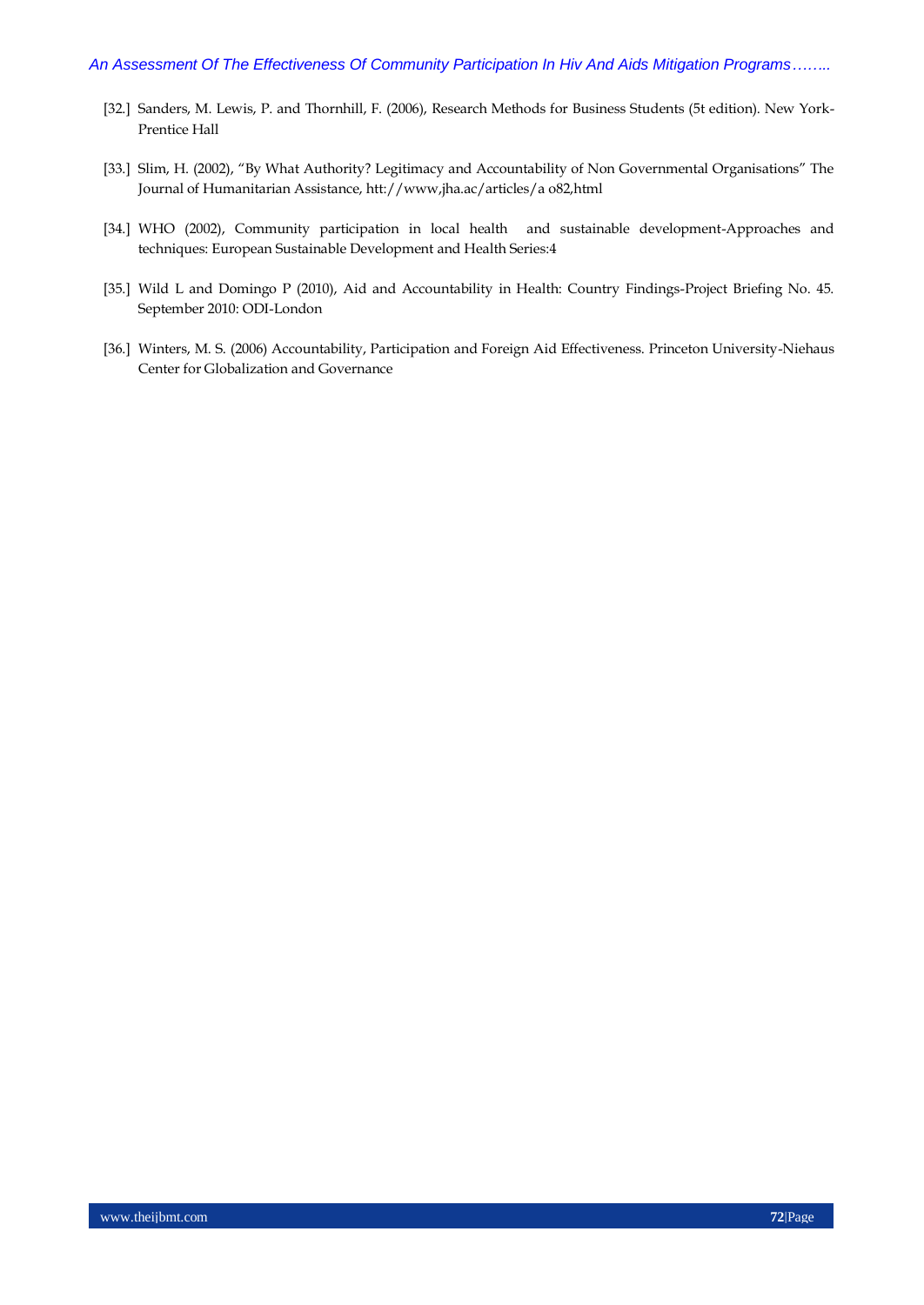[32.] Sanders, M. Lewis, P. and Thornhill, F. (2006), Research Methods for Business Students (5t edition). New York-Prentice Hall

[33.] Slim, H. (2002), "By What Authority? Legitimacy and Accountability of Non Governmental Organisations" The Journal of Humanitarian Assistance, htt://www,jha.ac/articles/a o82,html

[34.] WHO (2002), Community participation in local health and sustainable development-Approaches and techniques: European Sustainable Development and Health Series:4

[35.] Wild L and Domingo P (2010), Aid and Accountability in Health: Country Findings-Project Briefing No. 45. September 2010: ODI-London

[36.] Winters, M. S. (2006) Accountability, Participation and Foreign Aid Effectiveness. Princeton University-Niehaus Center for Globalization and Governance